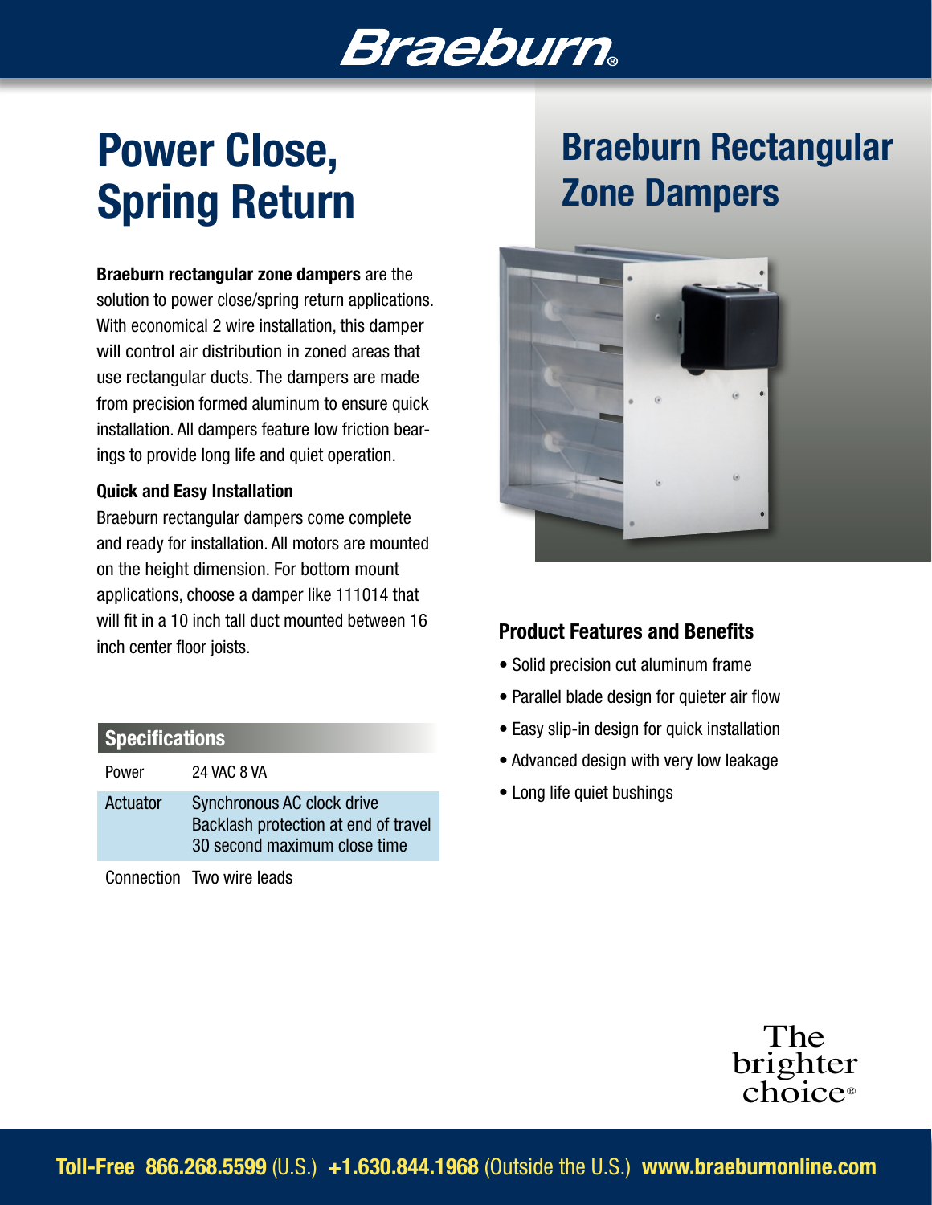Braeburn®

# Power Close, Spring Return

# Braeburn Rectangular Zone Dampers

**Braeburn rectangular zone dampers** are the solution to power close/spring return applications. With economical 2 wire installation, this damper will control air distribution in zoned areas that use rectangular ducts. The dampers are made from precision formed aluminum to ensure quick installation. All dampers feature low friction bearings to provide long life and quiet operation.

### Quick and Easy Installation

Braeburn rectangular dampers come complete and ready for installation. All motors are mounted on the height dimension. For bottom mount applications, choose a damper like 111014 that will fit in a 10 inch tall duct mounted between 16 inch center floor joists.

### Specifications

| | |
|---|---|
| Power | 24 VAC 8 VA |
| Actuator | Synchronous AC clock drive<br>Backlash protection at end of travel<br>30 second maximum close time |
| Connection | Two wire leads |

### Product Features and Benefits

- Solid precision cut aluminum frame
- Parallel blade design for quieter air flow
- Easy slip-in design for quick installation
- Advanced design with very low leakage
- Long life quiet bushings

The brighter choice®

**Toll-Free 866.268.5599** (U.S.) **+1.630.844.1968** (Outside the U.S.) **www.braeburnonline.com**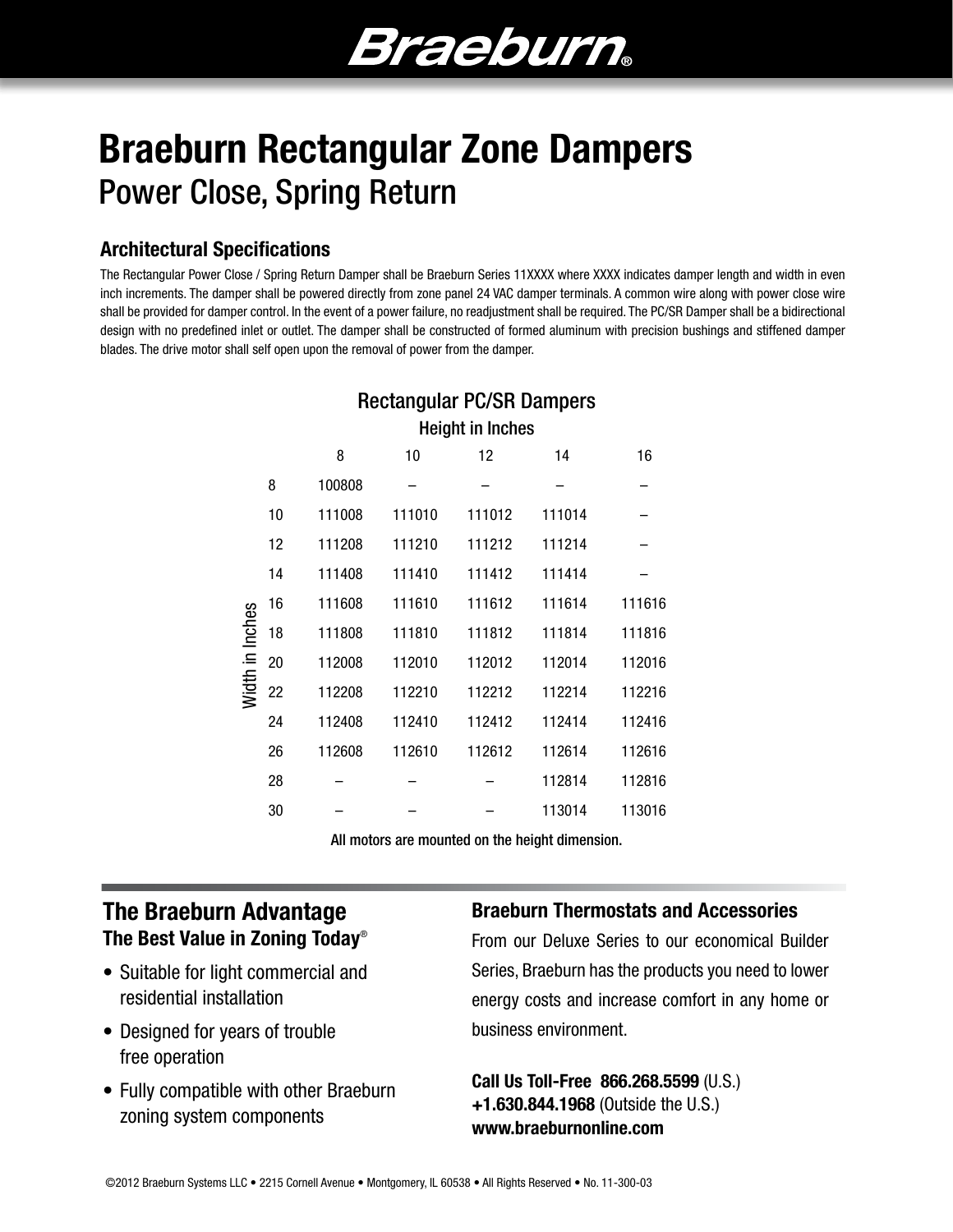# Braeburn®

# Braeburn Rectangular Zone Dampers

## Power Close, Spring Return

### Architectural Specifications

The Rectangular Power Close / Spring Return Damper shall be Braeburn Series 11XXXX where XXXX indicates damper length and width in even inch increments. The damper shall be powered directly from zone panel 24 VAC damper terminals. A common wire along with power close wire shall be provided for damper control. In the event of a power failure, no readjustment shall be required. The PC/SR Damper shall be a bidirectional design with no predefined inlet or outlet. The damper shall be constructed of formed aluminum with precision bushings and stiffened damper blades. The drive motor shall self open upon the removal of power from the damper.

**Rectangular PC/SR Dampers**

| Width in Inches | Height in Inches: 8 | 10 | 12 | 14 | 16 |
|---|---|---|---|---|---|
| 8 | 100808 | – | – | – | – |
| 10 | 111008 | 111010 | 111012 | 111014 | – |
| 12 | 111208 | 111210 | 111212 | 111214 | – |
| 14 | 111408 | 111410 | 111412 | 111414 | – |
| 16 | 111608 | 111610 | 111612 | 111614 | 111616 |
| 18 | 111808 | 111810 | 111812 | 111814 | 111816 |
| 20 | 112008 | 112010 | 112012 | 112014 | 112016 |
| 22 | 112208 | 112210 | 112212 | 112214 | 112216 |
| 24 | 112408 | 112410 | 112412 | 112414 | 112416 |
| 26 | 112608 | 112610 | 112612 | 112614 | 112616 |
| 28 | – | – | – | 112814 | 112816 |
| 30 | – | – | – | 113014 | 113016 |

**All motors are mounted on the height dimension.**

## The Braeburn Advantage

### The Best Value in Zoning Today®

- Suitable for light commercial and residential installation
- Designed for years of trouble free operation
- Fully compatible with other Braeburn zoning system components

### Braeburn Thermostats and Accessories

From our Deluxe Series to our economical Builder Series, Braeburn has the products you need to lower energy costs and increase comfort in any home or business environment.

**Call Us Toll-Free 866.268.5599** (U.S.)
**+1.630.844.1968** (Outside the U.S.)
**www.braeburnonline.com**

©2012 Braeburn Systems LLC • 2215 Cornell Avenue • Montgomery, IL 60538 • All Rights Reserved • No. 11-300-03